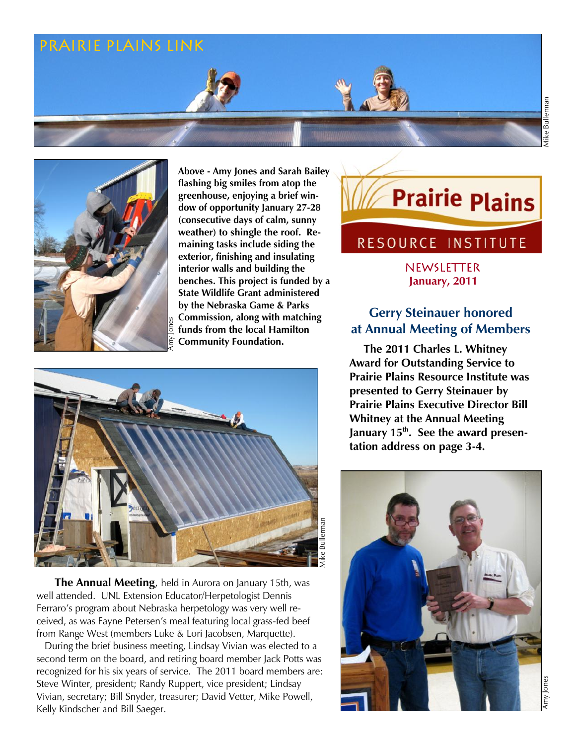PRAIRIE PLAINS LINK

Mike Bulleman

Amy Jones

**Above - Amy Jones and Sarah Bailey flashing big smiles from atop the greenhouse, enjoying a brief window of opportunity January 27-28 (consecutive days of calm, sunny weather) to shingle the roof. Remaining tasks include siding the exterior, finishing and insulating interior walls and building the benches. This project is funded by a State Wildlife Grant administered by the Nebraska Game & Parks Commission, along with matching funds from the local Hamilton Community Foundation.**

Mike Bulleman

# Prairie Plains RESOURCE INSTITUTE

NEWSLETTER
**January, 2011**

## Gerry Steinauer honored at Annual Meeting of Members

**The 2011 Charles L. Whitney Award for Outstanding Service to Prairie Plains Resource Institute was presented to Gerry Steinauer by Prairie Plains Executive Director Bill Whitney at the Annual Meeting January 15th. See the award presentation address on page 3-4.**

Amy Jones

**The Annual Meeting**, held in Aurora on January 15th, was well attended. UNL Extension Educator/Herpetologist Dennis Ferraro's program about Nebraska herpetology was very well received, as was Fayne Petersen's meal featuring local grass-fed beef from Range West (members Luke & Lori Jacobsen, Marquette).

During the brief business meeting, Lindsay Vivian was elected to a second term on the board, and retiring board member Jack Potts was recognized for his six years of service. The 2011 board members are: Steve Winter, president; Randy Ruppert, vice president; Lindsay Vivian, secretary; Bill Snyder, treasurer; David Vetter, Mike Powell, Kelly Kindscher and Bill Saeger.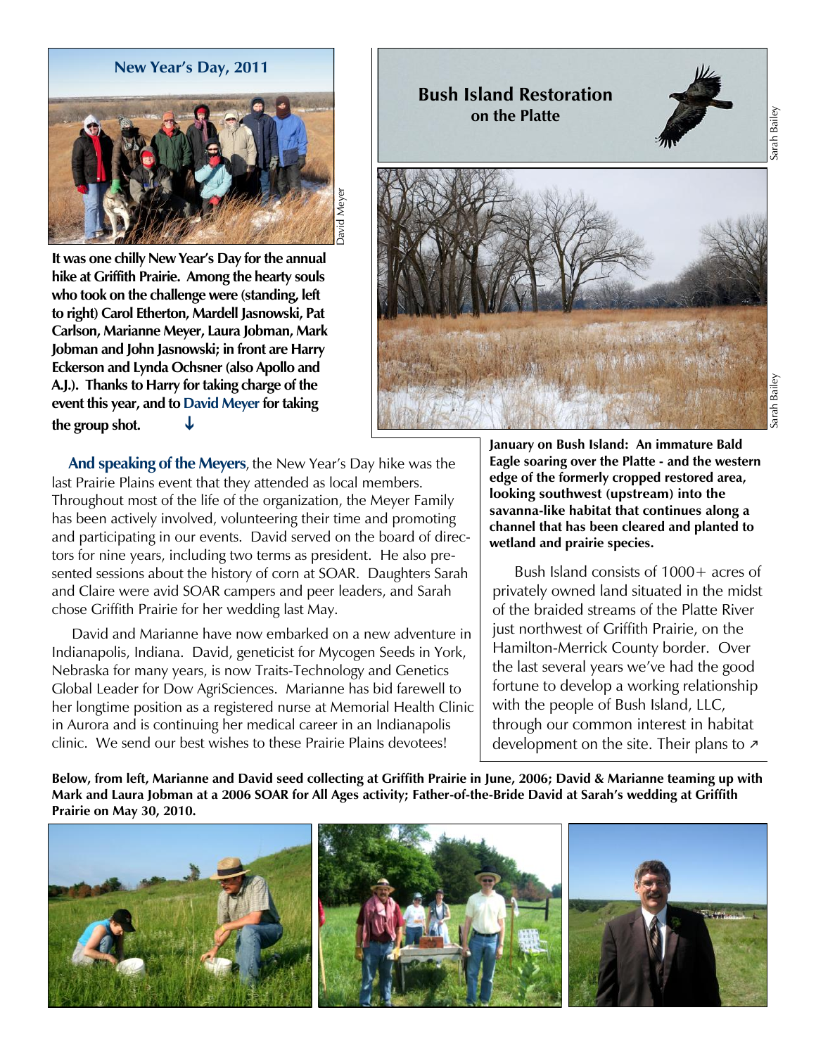### New Year's Day, 2011

David Meyer

**It was one chilly New Year's Day for the annual hike at Griffith Prairie. Among the hearty souls who took on the challenge were (standing, left to right) Carol Etherton, Mardell Jasnowski, Pat Carlson, Marianne Meyer, Laura Jobman, Mark Jobman and John Jasnowski; in front are Harry Eckerson and Lynda Ochsner (also Apollo and A.J.). Thanks to Harry for taking charge of the event this year, and to David Meyer for taking the group shot.** ↓

**And speaking of the Meyers**, the New Year's Day hike was the last Prairie Plains event that they attended as local members. Throughout most of the life of the organization, the Meyer Family has been actively involved, volunteering their time and promoting and participating in our events. David served on the board of directors for nine years, including two terms as president. He also presented sessions about the history of corn at SOAR. Daughters Sarah and Claire were avid SOAR campers and peer leaders, and Sarah chose Griffith Prairie for her wedding last May.

David and Marianne have now embarked on a new adventure in Indianapolis, Indiana. David, geneticist for Mycogen Seeds in York, Nebraska for many years, is now Traits-Technology and Genetics Global Leader for Dow AgriSciences. Marianne has bid farewell to her longtime position as a registered nurse at Memorial Health Clinic in Aurora and is continuing her medical career in an Indianapolis clinic. We send our best wishes to these Prairie Plains devotees!

## Bush Island Restoration on the Platte

Sarah Bailey

Sarah Bailey

**January on Bush Island: An immature Bald Eagle soaring over the Platte - and the western edge of the formerly cropped restored area, looking southwest (upstream) into the savanna-like habitat that continues along a channel that has been cleared and planted to wetland and prairie species.**

Bush Island consists of 1000+ acres of privately owned land situated in the midst of the braided streams of the Platte River just northwest of Griffith Prairie, on the Hamilton-Merrick County border. Over the last several years we've had the good fortune to develop a working relationship with the people of Bush Island, LLC, through our common interest in habitat development on the site. Their plans to ↗

**Below, from left, Marianne and David seed collecting at Griffith Prairie in June, 2006; David & Marianne teaming up with Mark and Laura Jobman at a 2006 SOAR for All Ages activity; Father-of-the-Bride David at Sarah's wedding at Griffith Prairie on May 30, 2010.**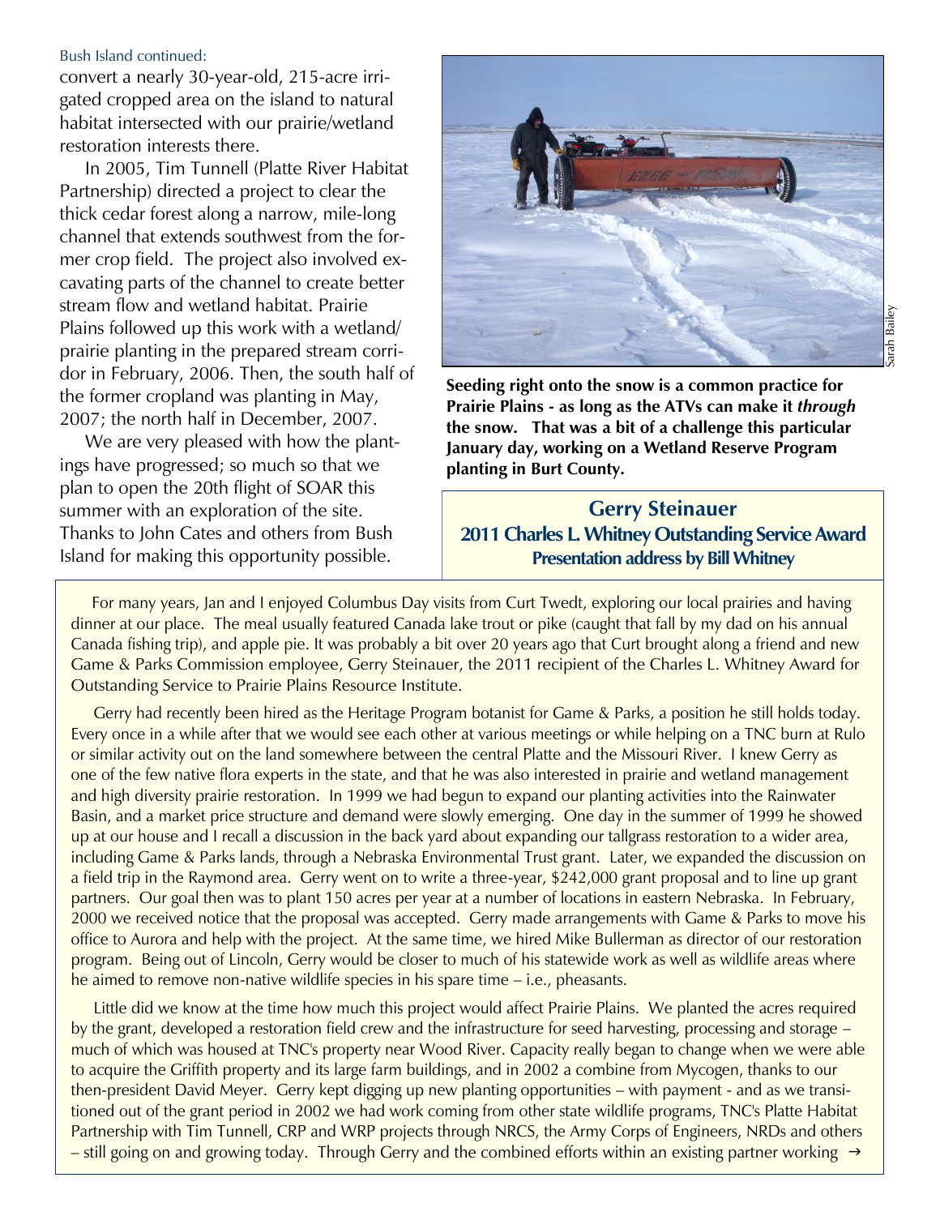Bush Island continued:

convert a nearly 30-year-old, 215-acre irrigated cropped area on the island to natural habitat intersected with our prairie/wetland restoration interests there.

In 2005, Tim Tunnell (Platte River Habitat Partnership) directed a project to clear the thick cedar forest along a narrow, mile-long channel that extends southwest from the former crop field. The project also involved excavating parts of the channel to create better stream flow and wetland habitat. Prairie Plains followed up this work with a wetland/prairie planting in the prepared stream corridor in February, 2006. Then, the south half of the former cropland was planting in May, 2007; the north half in December, 2007.

We are very pleased with how the plantings have progressed; so much so that we plan to open the 20th flight of SOAR this summer with an exploration of the site. Thanks to John Cates and others from Bush Island for making this opportunity possible.

Sarah Bailey

**Seeding right onto the snow is a common practice for Prairie Plains - as long as the ATVs can make it *through* the snow. That was a bit of a challenge this particular January day, working on a Wetland Reserve Program planting in Burt County.**

## Gerry Steinauer
### 2011 Charles L. Whitney Outstanding Service Award
#### Presentation address by Bill Whitney

For many years, Jan and I enjoyed Columbus Day visits from Curt Twedt, exploring our local prairies and having dinner at our place. The meal usually featured Canada lake trout or pike (caught that fall by my dad on his annual Canada fishing trip), and apple pie. It was probably a bit over 20 years ago that Curt brought along a friend and new Game & Parks Commission employee, Gerry Steinauer, the 2011 recipient of the Charles L. Whitney Award for Outstanding Service to Prairie Plains Resource Institute.

Gerry had recently been hired as the Heritage Program botanist for Game & Parks, a position he still holds today. Every once in a while after that we would see each other at various meetings or while helping on a TNC burn at Rulo or similar activity out on the land somewhere between the central Platte and the Missouri River. I knew Gerry as one of the few native flora experts in the state, and that he was also interested in prairie and wetland management and high diversity prairie restoration. In 1999 we had begun to expand our planting activities into the Rainwater Basin, and a market price structure and demand were slowly emerging. One day in the summer of 1999 he showed up at our house and I recall a discussion in the back yard about expanding our tallgrass restoration to a wider area, including Game & Parks lands, through a Nebraska Environmental Trust grant. Later, we expanded the discussion on a field trip in the Raymond area. Gerry went on to write a three-year, $242,000 grant proposal and to line up grant partners. Our goal then was to plant 150 acres per year at a number of locations in eastern Nebraska. In February, 2000 we received notice that the proposal was accepted. Gerry made arrangements with Game & Parks to move his office to Aurora and help with the project. At the same time, we hired Mike Bullerman as director of our restoration program. Being out of Lincoln, Gerry would be closer to much of his statewide work as well as wildlife areas where he aimed to remove non-native wildlife species in his spare time – i.e., pheasants.

Little did we know at the time how much this project would affect Prairie Plains. We planted the acres required by the grant, developed a restoration field crew and the infrastructure for seed harvesting, processing and storage – much of which was housed at TNC's property near Wood River. Capacity really began to change when we were able to acquire the Griffith property and its large farm buildings, and in 2002 a combine from Mycogen, thanks to our then-president David Meyer. Gerry kept digging up new planting opportunities – with payment - and as we transitioned out of the grant period in 2002 we had work coming from other state wildlife programs, TNC's Platte Habitat Partnership with Tim Tunnell, CRP and WRP projects through NRCS, the Army Corps of Engineers, NRDs and others – still going on and growing today. Through Gerry and the combined efforts within an existing partner working →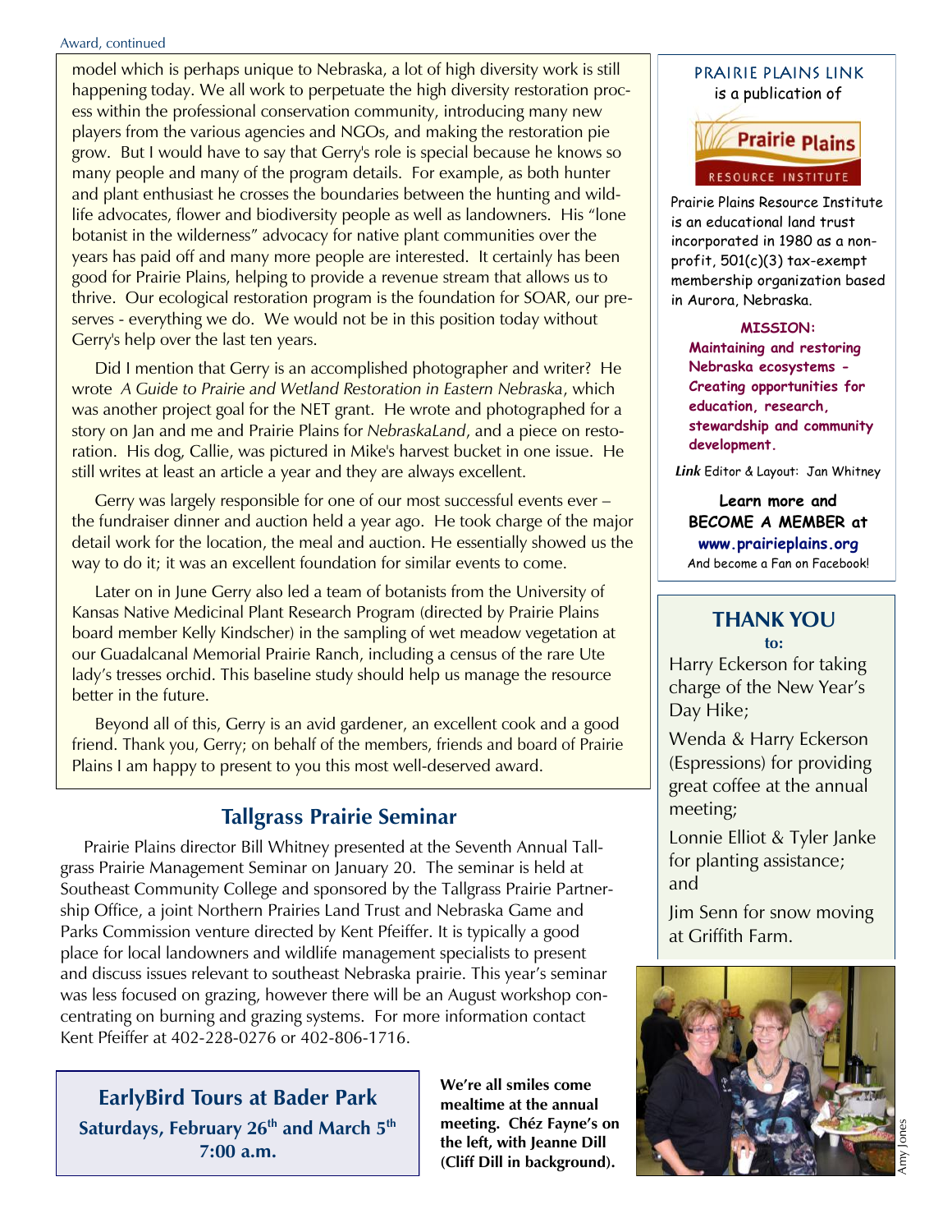Award, continued

model which is perhaps unique to Nebraska, a lot of high diversity work is still happening today. We all work to perpetuate the high diversity restoration process within the professional conservation community, introducing many new players from the various agencies and NGOs, and making the restoration pie grow. But I would have to say that Gerry's role is special because he knows so many people and many of the program details. For example, as both hunter and plant enthusiast he crosses the boundaries between the hunting and wildlife advocates, flower and biodiversity people as well as landowners. His "lone botanist in the wilderness" advocacy for native plant communities over the years has paid off and many more people are interested. It certainly has been good for Prairie Plains, helping to provide a revenue stream that allows us to thrive. Our ecological restoration program is the foundation for SOAR, our preserves - everything we do. We would not be in this position today without Gerry's help over the last ten years.

Did I mention that Gerry is an accomplished photographer and writer? He wrote *A Guide to Prairie and Wetland Restoration in Eastern Nebraska*, which was another project goal for the NET grant. He wrote and photographed for a story on Jan and me and Prairie Plains for *NebraskaLand*, and a piece on restoration. His dog, Callie, was pictured in Mike's harvest bucket in one issue. He still writes at least an article a year and they are always excellent.

Gerry was largely responsible for one of our most successful events ever – the fundraiser dinner and auction held a year ago. He took charge of the major detail work for the location, the meal and auction. He essentially showed us the way to do it; it was an excellent foundation for similar events to come.

Later on in June Gerry also led a team of botanists from the University of Kansas Native Medicinal Plant Research Program (directed by Prairie Plains board member Kelly Kindscher) in the sampling of wet meadow vegetation at our Guadalcanal Memorial Prairie Ranch, including a census of the rare Ute lady's tresses orchid. This baseline study should help us manage the resource better in the future.

Beyond all of this, Gerry is an avid gardener, an excellent cook and a good friend. Thank you, Gerry; on behalf of the members, friends and board of Prairie Plains I am happy to present to you this most well-deserved award.

## Tallgrass Prairie Seminar

Prairie Plains director Bill Whitney presented at the Seventh Annual Tallgrass Prairie Management Seminar on January 20. The seminar is held at Southeast Community College and sponsored by the Tallgrass Prairie Partnership Office, a joint Northern Prairies Land Trust and Nebraska Game and Parks Commission venture directed by Kent Pfeiffer. It is typically a good place for local landowners and wildlife management specialists to present and discuss issues relevant to southeast Nebraska prairie. This year's seminar was less focused on grazing, however there will be an August workshop concentrating on burning and grazing systems. For more information contact Kent Pfeiffer at 402-228-0276 or 402-806-1716.

## EarlyBird Tours at Bader Park

**Saturdays, February 26th and March 5th**
**7:00 a.m.**

**We're all smiles come mealtime at the annual meeting. Chéz Fayne's on the left, with Jeanne Dill (Cliff Dill in background).**

Amy Jones

PRAIRIE PLAINS LINK
is a publication of

Prairie Plains
RESOURCE INSTITUTE

Prairie Plains Resource Institute is an educational land trust incorporated in 1980 as a non-profit, 501(c)(3) tax-exempt membership organization based in Aurora, Nebraska.

**MISSION:**
**Maintaining and restoring Nebraska ecosystems - Creating opportunities for education, research, stewardship and community development.**

***Link*** Editor & Layout: Jan Whitney

**Learn more and BECOME A MEMBER at**
**www.prairieplains.org**
And become a Fan on Facebook!

### THANK YOU
**to:**

Harry Eckerson for taking charge of the New Year's Day Hike;

Wenda & Harry Eckerson (Espressions) for providing great coffee at the annual meeting;

Lonnie Elliot & Tyler Janke for planting assistance; and

Jim Senn for snow moving at Griffith Farm.